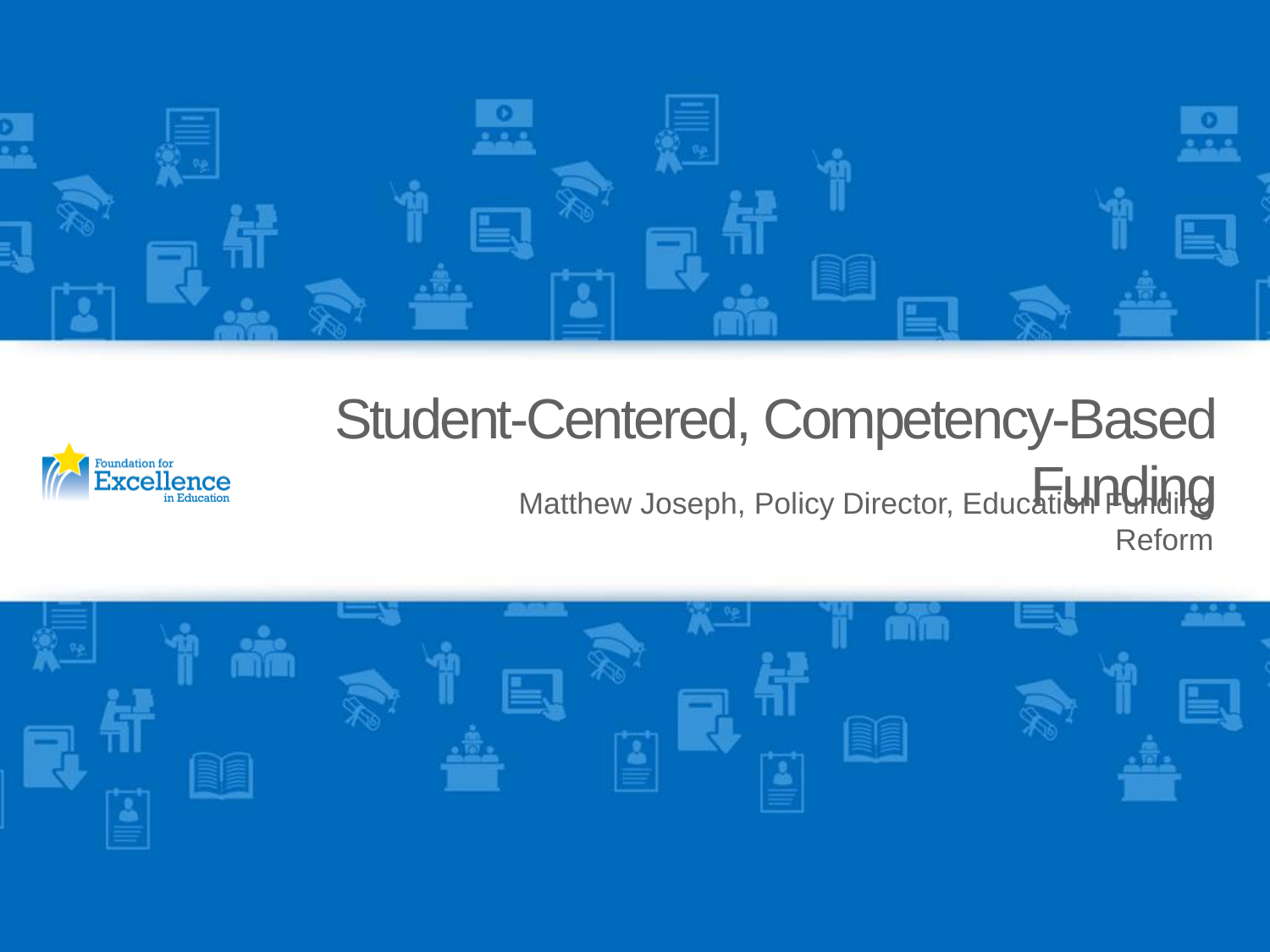# Student-Centered, Competency-Based Funding

Matthew Joseph, Policy Director, Education Funding Reform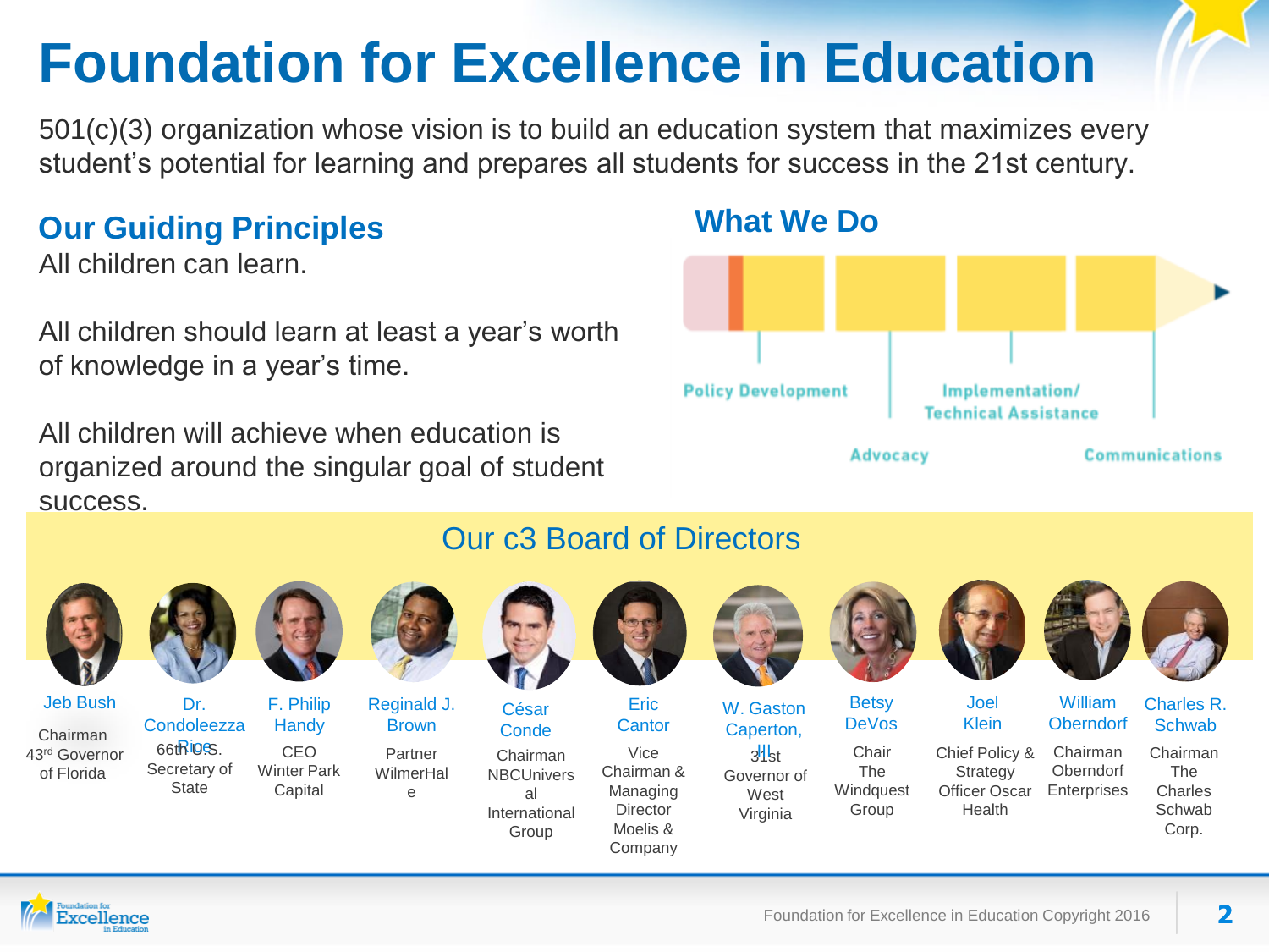# Foundation for Excellence in Education

501(c)(3) organization whose vision is to build an education system that maximizes every student's potential for learning and prepares all students for success in the 21st century.

## Our Guiding Principles

All children can learn.

All children should learn at least a year's worth of knowledge in a year's time.

All children will achieve when education is organized around the singular goal of student success.

## What We Do

- Policy Development
- Advocacy
- Implementation/ Technical Assistance
- Communications

## Our c3 Board of Directors

**Jeb Bush**
Chairman
43rd Governor of Florida

**Dr. Condoleezza Rice**
66th U.S. Secretary of State

**F. Philip Handy**
CEO
Winter Park Capital

**Reginald J. Brown**
Partner
WilmerHale

**César Conde**
Chairman
NBCUniversal International Group

**Eric Cantor**
Vice Chairman & Managing Director
Moelis & Company

**W. Gaston Caperton, III**
31st Governor of West Virginia

**Betsy DeVos**
Chair
The Windquest Group

**Joel Klein**
Chief Policy & Strategy Officer Oscar Health

**William Oberndorf**
Chairman
Oberndorf Enterprises

**Charles R. Schwab**
Chairman
The Charles Schwab Corp.

Foundation for Excellence in Education Copyright 2016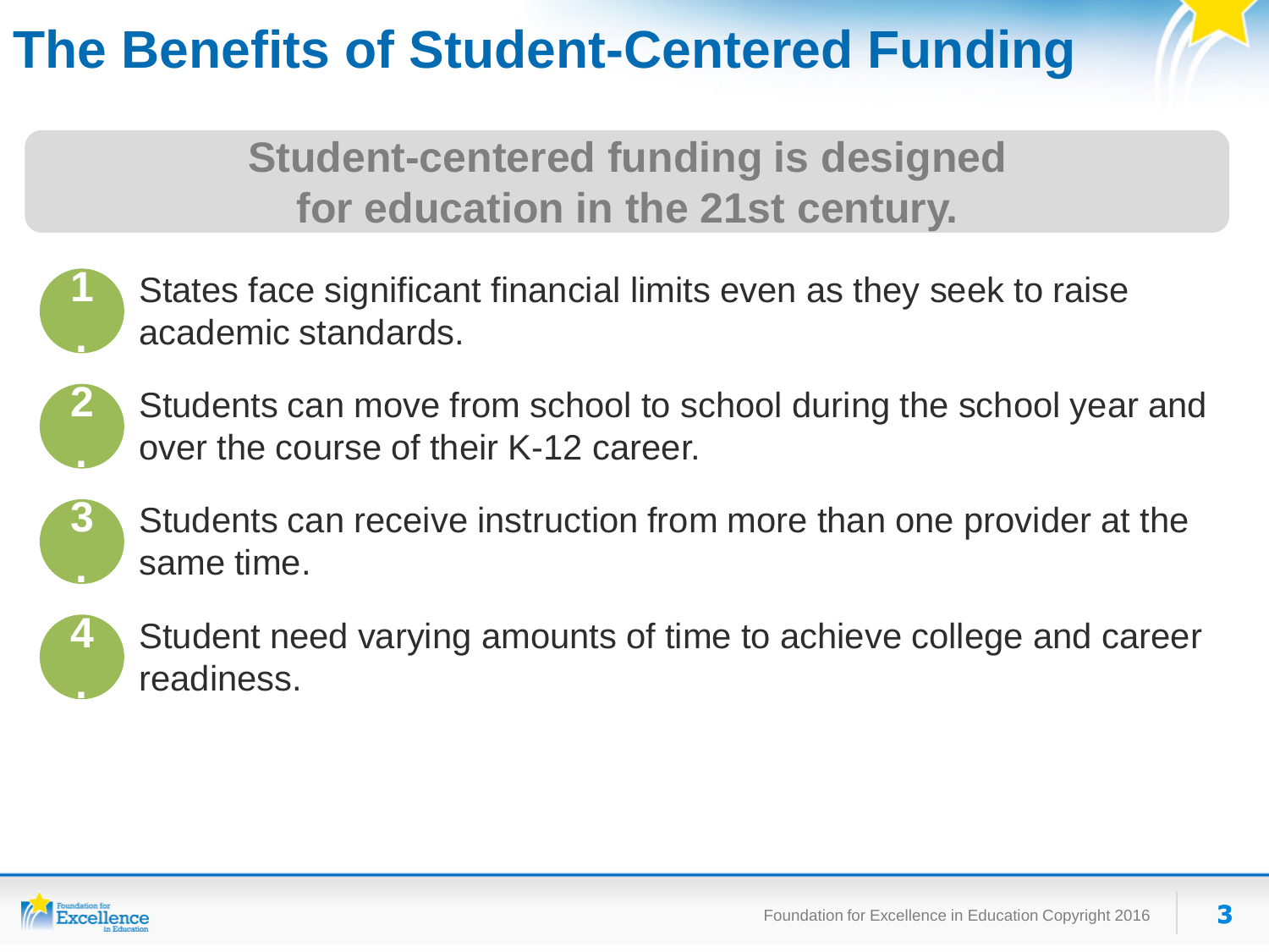# The Benefits of Student-Centered Funding

**Student-centered funding is designed for education in the 21st century.**

1. States face significant financial limits even as they seek to raise academic standards.
2. Students can move from school to school during the school year and over the course of their K-12 career.
3. Students can receive instruction from more than one provider at the same time.
4. Student need varying amounts of time to achieve college and career readiness.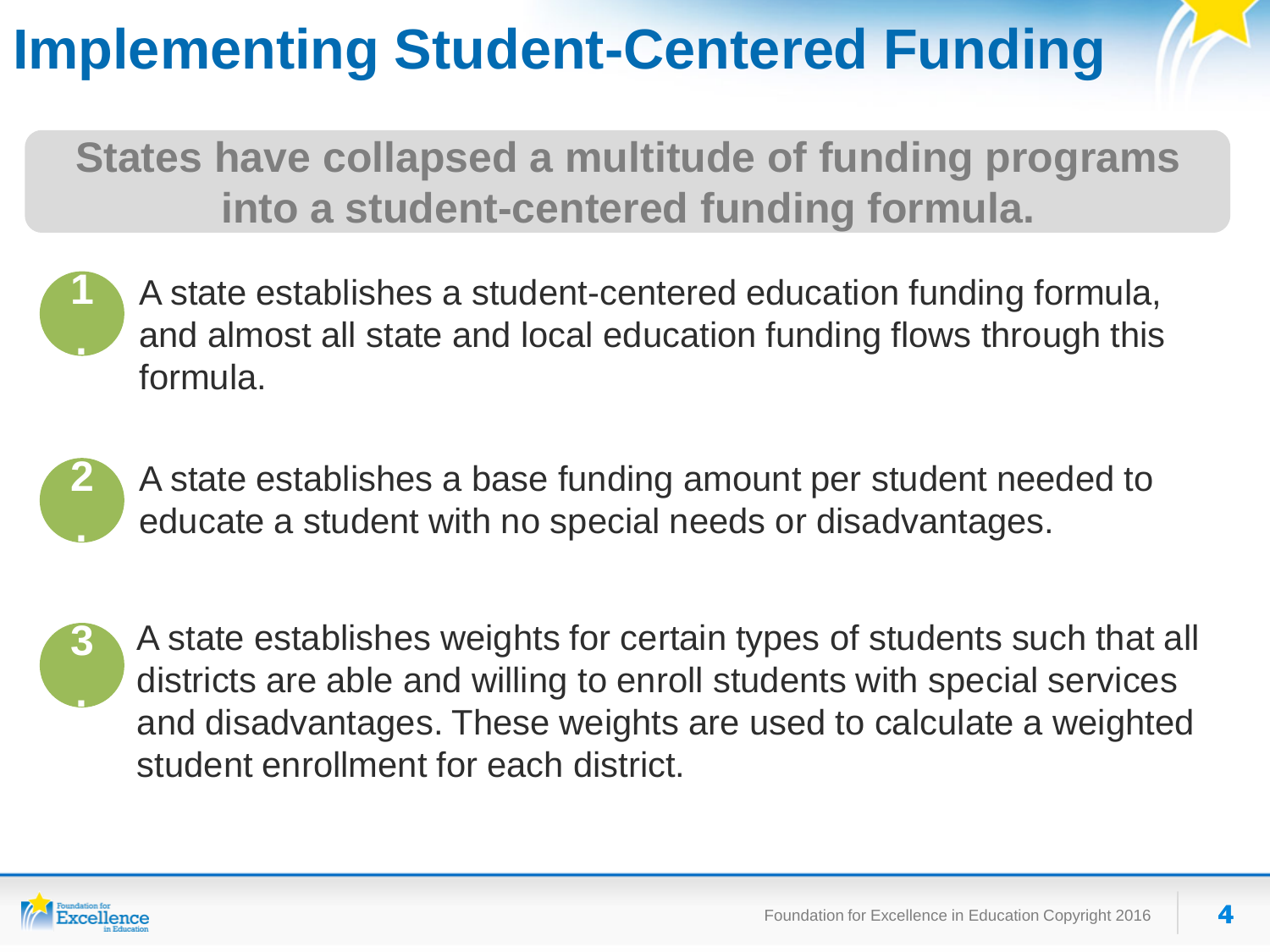# Implementing Student-Centered Funding

**States have collapsed a multitude of funding programs into a student-centered funding formula.**

1. A state establishes a student-centered education funding formula, and almost all state and local education funding flows through this formula.

2. A state establishes a base funding amount per student needed to educate a student with no special needs or disadvantages.

3. A state establishes weights for certain types of students such that all districts are able and willing to enroll students with special services and disadvantages. These weights are used to calculate a weighted student enrollment for each district.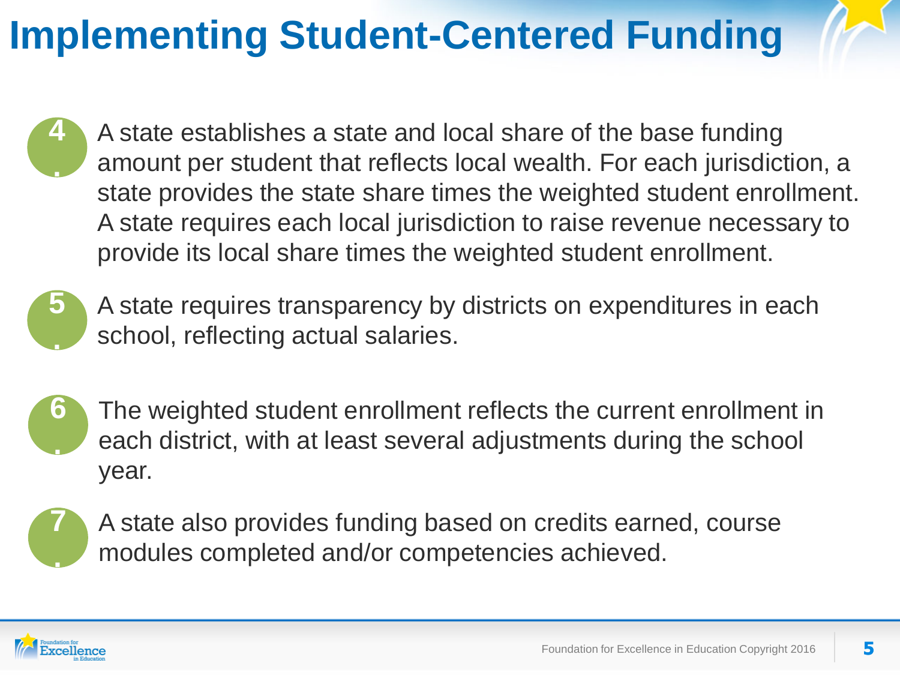# Implementing Student-Centered Funding

4. A state establishes a state and local share of the base funding amount per student that reflects local wealth. For each jurisdiction, a state provides the state share times the weighted student enrollment. A state requires each local jurisdiction to raise revenue necessary to provide its local share times the weighted student enrollment.

5. A state requires transparency by districts on expenditures in each school, reflecting actual salaries.

6. The weighted student enrollment reflects the current enrollment in each district, with at least several adjustments during the school year.

7. A state also provides funding based on credits earned, course modules completed and/or competencies achieved.

Foundation for Excellence in Education Copyright 2016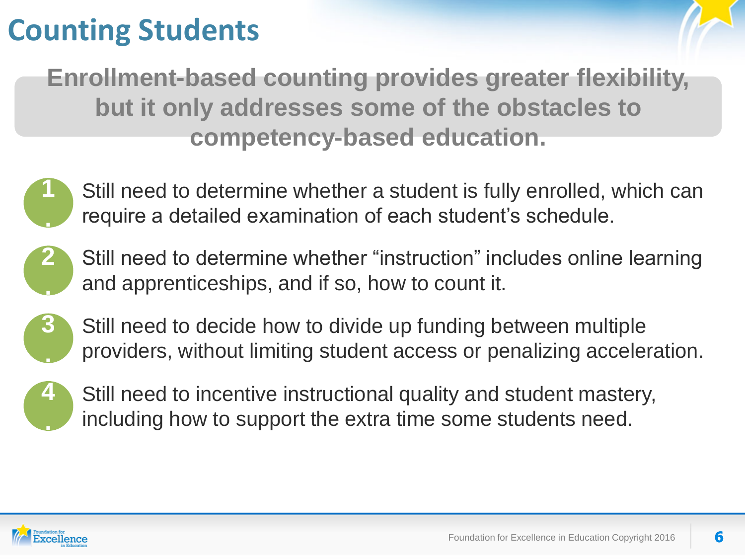# Counting Students

**Enrollment-based counting provides greater flexibility, but it only addresses some of the obstacles to competency-based education.**

1. Still need to determine whether a student is fully enrolled, which can require a detailed examination of each student's schedule.
2. Still need to determine whether "instruction" includes online learning and apprenticeships, and if so, how to count it.
3. Still need to decide how to divide up funding between multiple providers, without limiting student access or penalizing acceleration.
4. Still need to incentive instructional quality and student mastery, including how to support the extra time some students need.

Foundation for Excellence in Education Copyright 2016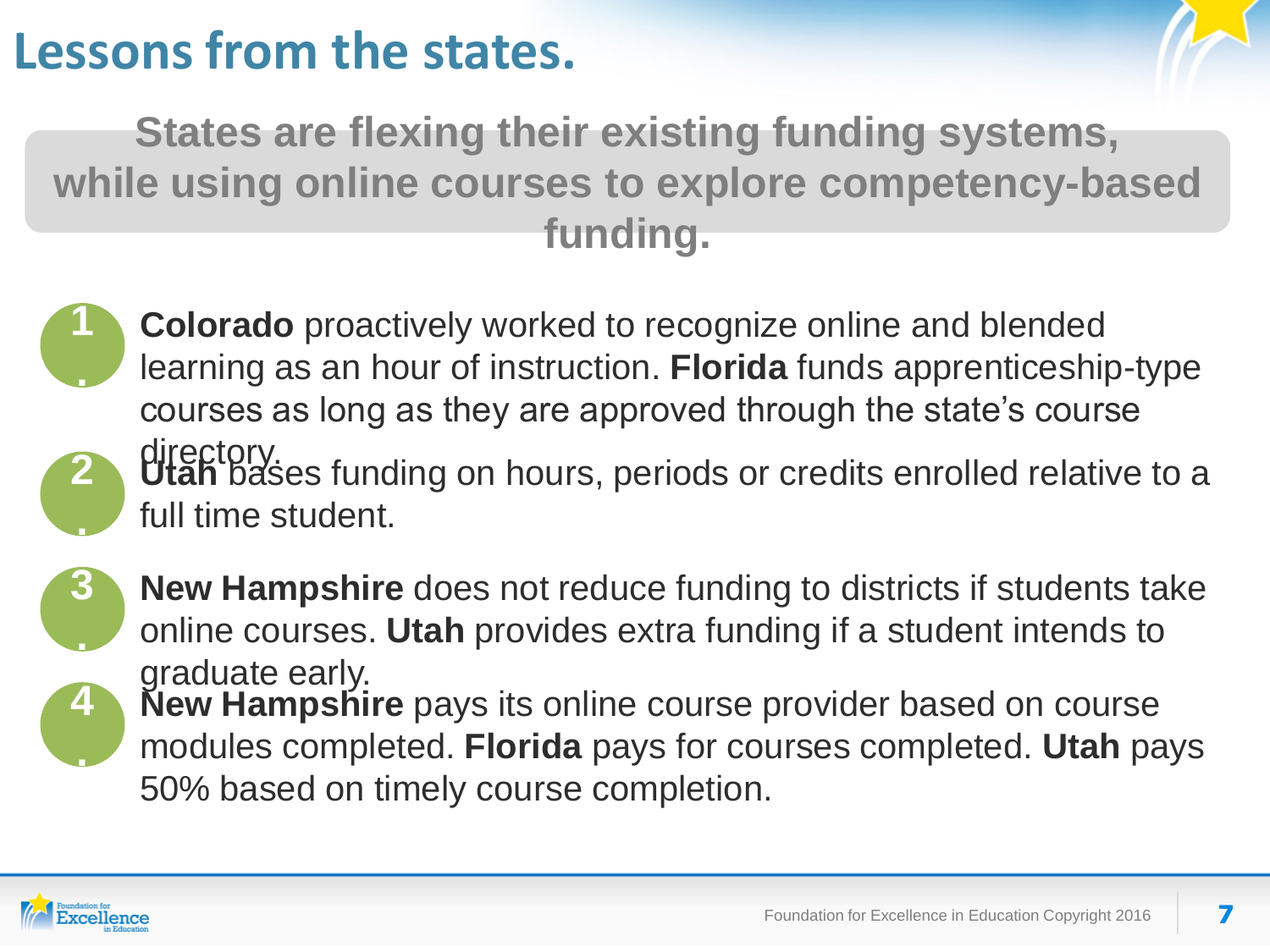# Lessons from the states.

**States are flexing their existing funding systems, while using online courses to explore competency-based funding.**

1. **Colorado** proactively worked to recognize online and blended learning as an hour of instruction. **Florida** funds apprenticeship-type courses as long as they are approved through the state's course directory.
2. **Utah** bases funding on hours, periods or credits enrolled relative to a full time student.
3. **New Hampshire** does not reduce funding to districts if students take online courses. **Utah** provides extra funding if a student intends to graduate early.
4. **New Hampshire** pays its online course provider based on course modules completed. **Florida** pays for courses completed. **Utah** pays 50% based on timely course completion.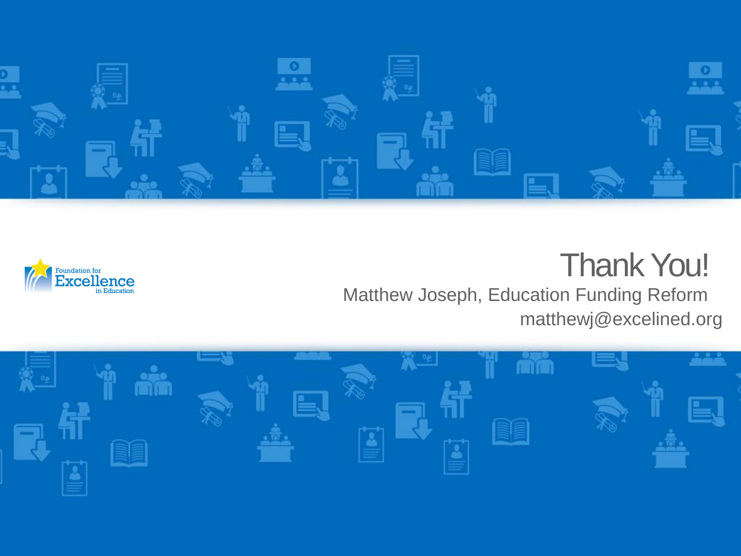Foundation for Excellence in Education

# Thank You!

Matthew Joseph, Education Funding Reform

matthewj@excelined.org